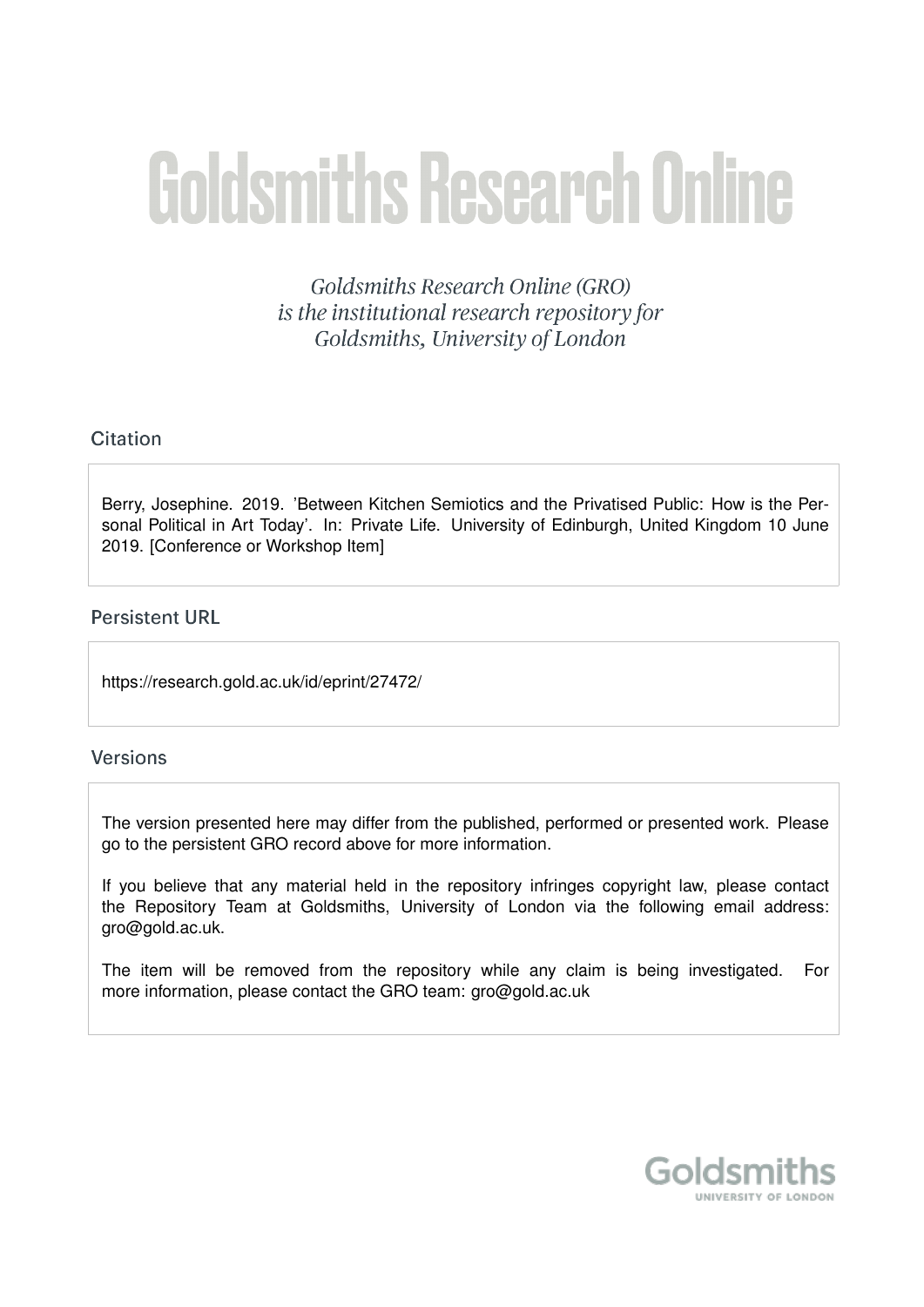# Goldsmiths Research Online

*Goldsmiths Research Online (GRO) is the institutional research repository for Goldsmiths, University of London*

## Citation

Berry, Josephine. 2019. 'Between Kitchen Semiotics and the Privatised Public: How is the Personal Political in Art Today'. In: Private Life. University of Edinburgh, United Kingdom 10 June 2019. [Conference or Workshop Item]

## Persistent URL

https://research.gold.ac.uk/id/eprint/27472/

## Versions

The version presented here may differ from the published, performed or presented work. Please go to the persistent GRO record above for more information.

If you believe that any material held in the repository infringes copyright law, please contact the Repository Team at Goldsmiths, University of London via the following email address: gro@gold.ac.uk.

The item will be removed from the repository while any claim is being investigated. For more information, please contact the GRO team: gro@gold.ac.uk

Goldsmiths
UNIVERSITY OF LONDON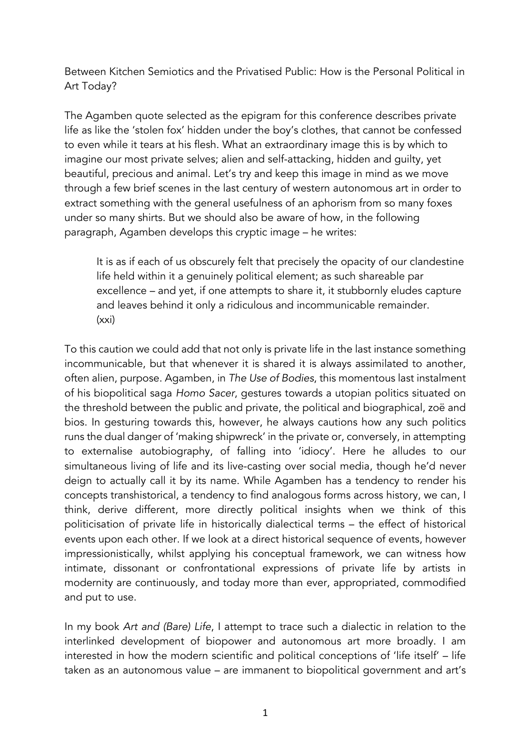Between Kitchen Semiotics and the Privatised Public: How is the Personal Political in Art Today?

The Agamben quote selected as the epigram for this conference describes private life as like the 'stolen fox' hidden under the boy's clothes, that cannot be confessed to even while it tears at his flesh. What an extraordinary image this is by which to imagine our most private selves; alien and self-attacking, hidden and guilty, yet beautiful, precious and animal. Let's try and keep this image in mind as we move through a few brief scenes in the last century of western autonomous art in order to extract something with the general usefulness of an aphorism from so many foxes under so many shirts. But we should also be aware of how, in the following paragraph, Agamben develops this cryptic image – he writes:

> It is as if each of us obscurely felt that precisely the opacity of our clandestine life held within it a genuinely political element; as such shareable par excellence – and yet, if one attempts to share it, it stubbornly eludes capture and leaves behind it only a ridiculous and incommunicable remainder. (xxi)

To this caution we could add that not only is private life in the last instance something incommunicable, but that whenever it is shared it is always assimilated to another, often alien, purpose. Agamben, in *The Use of Bodies*, this momentous last instalment of his biopolitical saga *Homo Sacer*, gestures towards a utopian politics situated on the threshold between the public and private, the political and biographical, zoë and bios. In gesturing towards this, however, he always cautions how any such politics runs the dual danger of 'making shipwreck' in the private or, conversely, in attempting to externalise autobiography, of falling into 'idiocy'. Here he alludes to our simultaneous living of life and its live-casting over social media, though he'd never deign to actually call it by its name. While Agamben has a tendency to render his concepts transhistorical, a tendency to find analogous forms across history, we can, I think, derive different, more directly political insights when we think of this politicisation of private life in historically dialectical terms – the effect of historical events upon each other. If we look at a direct historical sequence of events, however impressionistically, whilst applying his conceptual framework, we can witness how intimate, dissonant or confrontational expressions of private life by artists in modernity are continuously, and today more than ever, appropriated, commodified and put to use.

In my book *Art and (Bare) Life*, I attempt to trace such a dialectic in relation to the interlinked development of biopower and autonomous art more broadly. I am interested in how the modern scientific and political conceptions of 'life itself' – life taken as an autonomous value – are immanent to biopolitical government and art's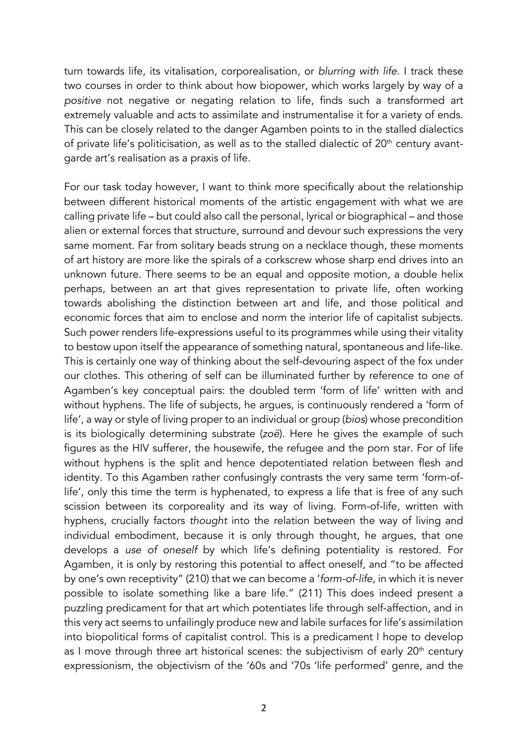turn towards life, its vitalisation, corporealisation, or *blurring with life*. I track these two courses in order to think about how biopower, which works largely by way of a *positive* not negative or negating relation to life, finds such a transformed art extremely valuable and acts to assimilate and instrumentalise it for a variety of ends. This can be closely related to the danger Agamben points to in the stalled dialectics of private life's politicisation, as well as to the stalled dialectic of 20th century avant-garde art's realisation as a praxis of life.

For our task today however, I want to think more specifically about the relationship between different historical moments of the artistic engagement with what we are calling private life – but could also call the personal, lyrical or biographical – and those alien or external forces that structure, surround and devour such expressions the very same moment. Far from solitary beads strung on a necklace though, these moments of art history are more like the spirals of a corkscrew whose sharp end drives into an unknown future. There seems to be an equal and opposite motion, a double helix perhaps, between an art that gives representation to private life, often working towards abolishing the distinction between art and life, and those political and economic forces that aim to enclose and norm the interior life of capitalist subjects. Such power renders life-expressions useful to its programmes while using their vitality to bestow upon itself the appearance of something natural, spontaneous and life-like. This is certainly one way of thinking about the self-devouring aspect of the fox under our clothes. This othering of self can be illuminated further by reference to one of Agamben's key conceptual pairs: the doubled term 'form of life' written with and without hyphens. The life of subjects, he argues, is continuously rendered a 'form of life', a way or style of living proper to an individual or group (*bios*) whose precondition is its biologically determining substrate (*zoë*). Here he gives the example of such figures as the HIV sufferer, the housewife, the refugee and the porn star. For of life without hyphens is the split and hence depotentiated relation between flesh and identity. To this Agamben rather confusingly contrasts the very same term 'form-of-life', only this time the term is hyphenated, to express a life that is free of any such scission between its corporeality and its way of living. Form-of-life, written with hyphens, crucially factors *thought* into the relation between the way of living and individual embodiment, because it is only through thought, he argues, that one develops a *use of oneself* by which life's defining potentiality is restored. For Agamben, it is only by restoring this potential to affect oneself, and "to be affected by one's own receptivity" (210) that we can become a '*form-of-life*, in which it is never possible to isolate something like a bare life." (211) This does indeed present a puzzling predicament for that art which potentiates life through self-affection, and in this very act seems to unfailingly produce new and labile surfaces for life's assimilation into biopolitical forms of capitalist control. This is a predicament I hope to develop as I move through three art historical scenes: the subjectivism of early 20th century expressionism, the objectivism of the '60s and '70s 'life performed' genre, and the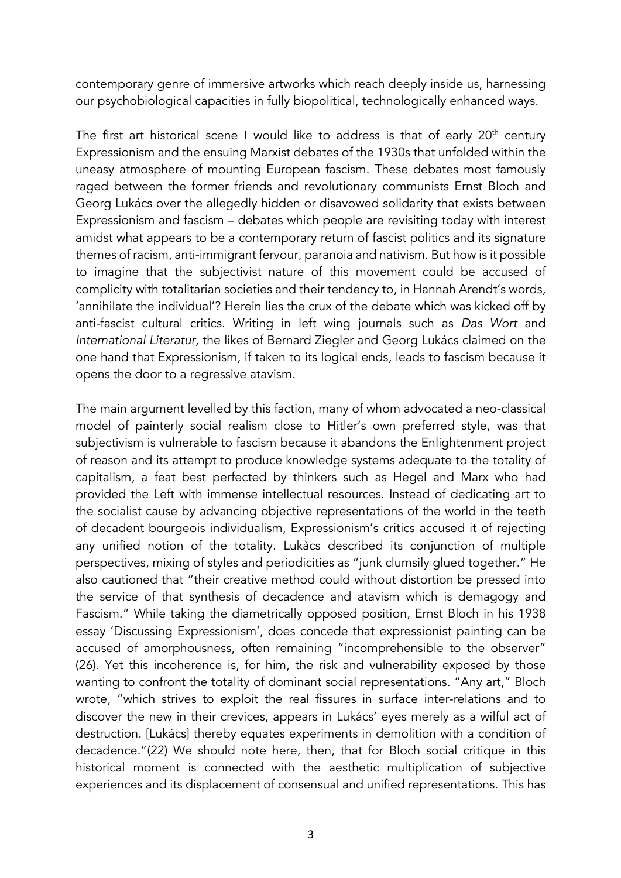contemporary genre of immersive artworks which reach deeply inside us, harnessing our psychobiological capacities in fully biopolitical, technologically enhanced ways.

The first art historical scene I would like to address is that of early 20th century Expressionism and the ensuing Marxist debates of the 1930s that unfolded within the uneasy atmosphere of mounting European fascism. These debates most famously raged between the former friends and revolutionary communists Ernst Bloch and Georg Lukács over the allegedly hidden or disavowed solidarity that exists between Expressionism and fascism – debates which people are revisiting today with interest amidst what appears to be a contemporary return of fascist politics and its signature themes of racism, anti-immigrant fervour, paranoia and nativism. But how is it possible to imagine that the subjectivist nature of this movement could be accused of complicity with totalitarian societies and their tendency to, in Hannah Arendt's words, 'annihilate the individual'? Herein lies the crux of the debate which was kicked off by anti-fascist cultural critics. Writing in left wing journals such as *Das Wort* and *International Literatur,* the likes of Bernard Ziegler and Georg Lukács claimed on the one hand that Expressionism, if taken to its logical ends, leads to fascism because it opens the door to a regressive atavism.

The main argument levelled by this faction, many of whom advocated a neo-classical model of painterly social realism close to Hitler's own preferred style, was that subjectivism is vulnerable to fascism because it abandons the Enlightenment project of reason and its attempt to produce knowledge systems adequate to the totality of capitalism, a feat best perfected by thinkers such as Hegel and Marx who had provided the Left with immense intellectual resources. Instead of dedicating art to the socialist cause by advancing objective representations of the world in the teeth of decadent bourgeois individualism, Expressionism's critics accused it of rejecting any unified notion of the totality. Lukàcs described its conjunction of multiple perspectives, mixing of styles and periodicities as "junk clumsily glued together." He also cautioned that "their creative method could without distortion be pressed into the service of that synthesis of decadence and atavism which is demagogy and Fascism." While taking the diametrically opposed position, Ernst Bloch in his 1938 essay 'Discussing Expressionism', does concede that expressionist painting can be accused of amorphousness, often remaining "incomprehensible to the observer" (26). Yet this incoherence is, for him, the risk and vulnerability exposed by those wanting to confront the totality of dominant social representations. "Any art," Bloch wrote, "which strives to exploit the real fissures in surface inter-relations and to discover the new in their crevices, appears in Lukács' eyes merely as a wilful act of destruction. [Lukács] thereby equates experiments in demolition with a condition of decadence."(22) We should note here, then, that for Bloch social critique in this historical moment is connected with the aesthetic multiplication of subjective experiences and its displacement of consensual and unified representations. This has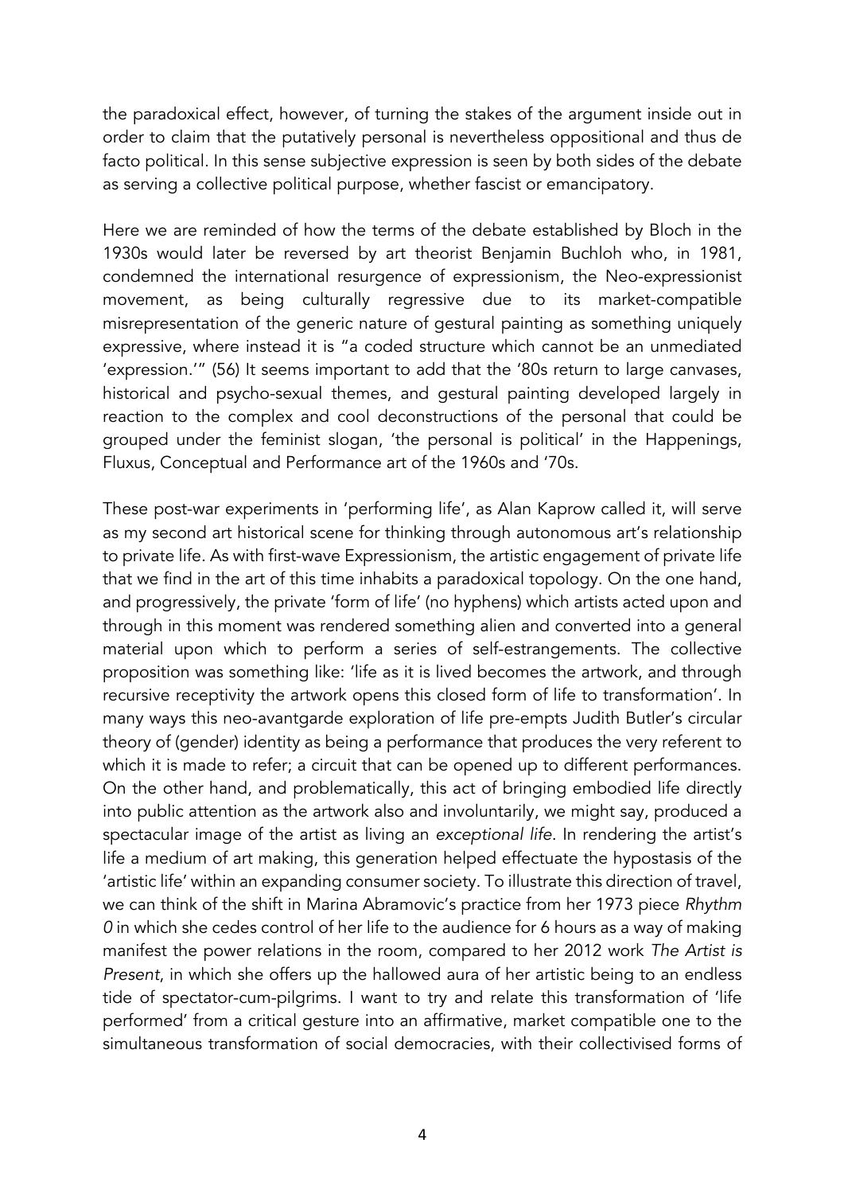the paradoxical effect, however, of turning the stakes of the argument inside out in order to claim that the putatively personal is nevertheless oppositional and thus de facto political. In this sense subjective expression is seen by both sides of the debate as serving a collective political purpose, whether fascist or emancipatory.

Here we are reminded of how the terms of the debate established by Bloch in the 1930s would later be reversed by art theorist Benjamin Buchloh who, in 1981, condemned the international resurgence of expressionism, the Neo-expressionist movement, as being culturally regressive due to its market-compatible misrepresentation of the generic nature of gestural painting as something uniquely expressive, where instead it is "a coded structure which cannot be an unmediated 'expression.'" (56) It seems important to add that the '80s return to large canvases, historical and psycho-sexual themes, and gestural painting developed largely in reaction to the complex and cool deconstructions of the personal that could be grouped under the feminist slogan, 'the personal is political' in the Happenings, Fluxus, Conceptual and Performance art of the 1960s and '70s.

These post-war experiments in 'performing life', as Alan Kaprow called it, will serve as my second art historical scene for thinking through autonomous art's relationship to private life. As with first-wave Expressionism, the artistic engagement of private life that we find in the art of this time inhabits a paradoxical topology. On the one hand, and progressively, the private 'form of life' (no hyphens) which artists acted upon and through in this moment was rendered something alien and converted into a general material upon which to perform a series of self-estrangements. The collective proposition was something like: 'life as it is lived becomes the artwork, and through recursive receptivity the artwork opens this closed form of life to transformation'. In many ways this neo-avantgarde exploration of life pre-empts Judith Butler's circular theory of (gender) identity as being a performance that produces the very referent to which it is made to refer; a circuit that can be opened up to different performances. On the other hand, and problematically, this act of bringing embodied life directly into public attention as the artwork also and involuntarily, we might say, produced a spectacular image of the artist as living an *exceptional life*. In rendering the artist's life a medium of art making, this generation helped effectuate the hypostasis of the 'artistic life' within an expanding consumer society. To illustrate this direction of travel, we can think of the shift in Marina Abramovic's practice from her 1973 piece *Rhythm 0* in which she cedes control of her life to the audience for 6 hours as a way of making manifest the power relations in the room, compared to her 2012 work *The Artist is Present*, in which she offers up the hallowed aura of her artistic being to an endless tide of spectator-cum-pilgrims. I want to try and relate this transformation of 'life performed' from a critical gesture into an affirmative, market compatible one to the simultaneous transformation of social democracies, with their collectivised forms of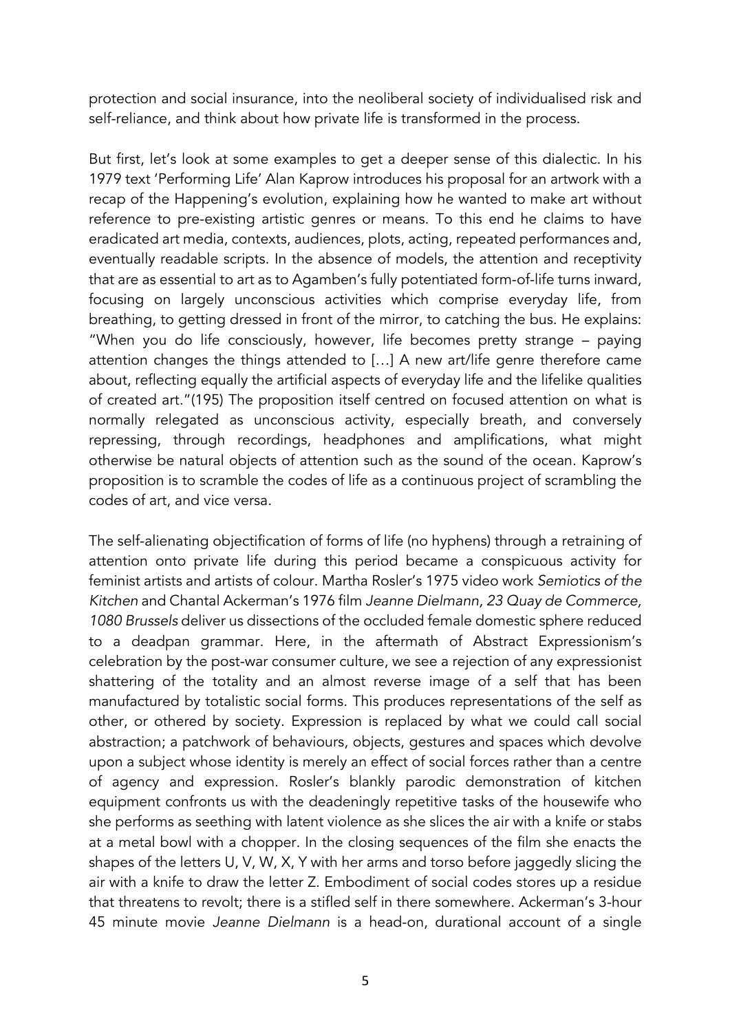protection and social insurance, into the neoliberal society of individualised risk and self-reliance, and think about how private life is transformed in the process.

But first, let's look at some examples to get a deeper sense of this dialectic. In his 1979 text 'Performing Life' Alan Kaprow introduces his proposal for an artwork with a recap of the Happening's evolution, explaining how he wanted to make art without reference to pre-existing artistic genres or means. To this end he claims to have eradicated art media, contexts, audiences, plots, acting, repeated performances and, eventually readable scripts. In the absence of models, the attention and receptivity that are as essential to art as to Agamben's fully potentiated form-of-life turns inward, focusing on largely unconscious activities which comprise everyday life, from breathing, to getting dressed in front of the mirror, to catching the bus. He explains: "When you do life consciously, however, life becomes pretty strange – paying attention changes the things attended to […] A new art/life genre therefore came about, reflecting equally the artificial aspects of everyday life and the lifelike qualities of created art."(195) The proposition itself centred on focused attention on what is normally relegated as unconscious activity, especially breath, and conversely repressing, through recordings, headphones and amplifications, what might otherwise be natural objects of attention such as the sound of the ocean. Kaprow's proposition is to scramble the codes of life as a continuous project of scrambling the codes of art, and vice versa.

The self-alienating objectification of forms of life (no hyphens) through a retraining of attention onto private life during this period became a conspicuous activity for feminist artists and artists of colour. Martha Rosler's 1975 video work *Semiotics of the Kitchen* and Chantal Ackerman's 1976 film *Jeanne Dielmann, 23 Quay de Commerce, 1080 Brussels* deliver us dissections of the occluded female domestic sphere reduced to a deadpan grammar. Here, in the aftermath of Abstract Expressionism's celebration by the post-war consumer culture, we see a rejection of any expressionist shattering of the totality and an almost reverse image of a self that has been manufactured by totalistic social forms. This produces representations of the self as other, or othered by society. Expression is replaced by what we could call social abstraction; a patchwork of behaviours, objects, gestures and spaces which devolve upon a subject whose identity is merely an effect of social forces rather than a centre of agency and expression. Rosler's blankly parodic demonstration of kitchen equipment confronts us with the deadeningly repetitive tasks of the housewife who she performs as seething with latent violence as she slices the air with a knife or stabs at a metal bowl with a chopper. In the closing sequences of the film she enacts the shapes of the letters U, V, W, X, Y with her arms and torso before jaggedly slicing the air with a knife to draw the letter Z. Embodiment of social codes stores up a residue that threatens to revolt; there is a stifled self in there somewhere. Ackerman's 3-hour 45 minute movie *Jeanne Dielmann* is a head-on, durational account of a single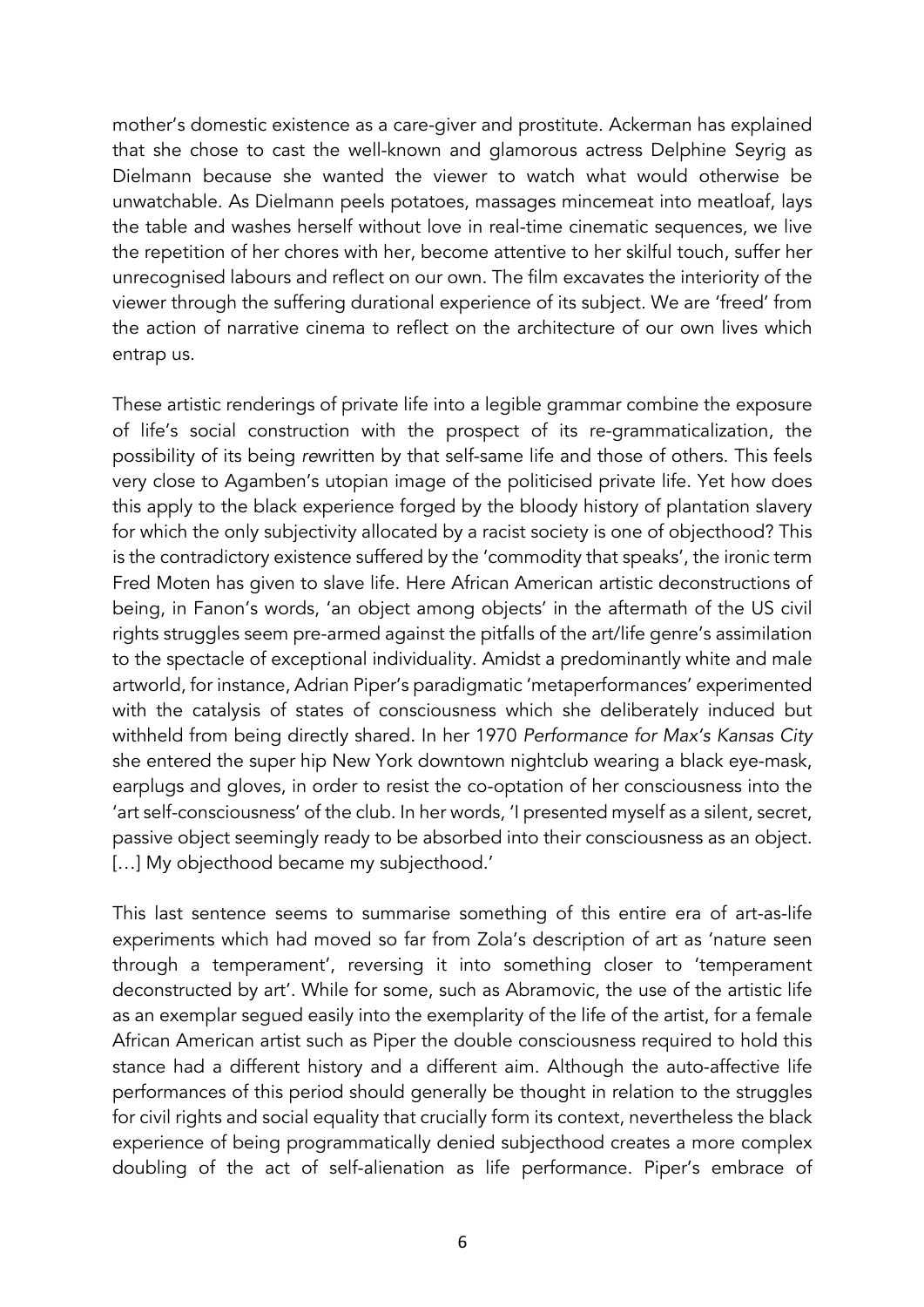mother's domestic existence as a care-giver and prostitute. Ackerman has explained that she chose to cast the well-known and glamorous actress Delphine Seyrig as Dielmann because she wanted the viewer to watch what would otherwise be unwatchable. As Dielmann peels potatoes, massages mincemeat into meatloaf, lays the table and washes herself without love in real-time cinematic sequences, we live the repetition of her chores with her, become attentive to her skilful touch, suffer her unrecognised labours and reflect on our own. The film excavates the interiority of the viewer through the suffering durational experience of its subject. We are 'freed' from the action of narrative cinema to reflect on the architecture of our own lives which entrap us.

These artistic renderings of private life into a legible grammar combine the exposure of life's social construction with the prospect of its re-grammaticalization, the possibility of its being *re*written by that self-same life and those of others. This feels very close to Agamben's utopian image of the politicised private life. Yet how does this apply to the black experience forged by the bloody history of plantation slavery for which the only subjectivity allocated by a racist society is one of objecthood? This is the contradictory existence suffered by the 'commodity that speaks', the ironic term Fred Moten has given to slave life. Here African American artistic deconstructions of being, in Fanon's words, 'an object among objects' in the aftermath of the US civil rights struggles seem pre-armed against the pitfalls of the art/life genre's assimilation to the spectacle of exceptional individuality. Amidst a predominantly white and male artworld, for instance, Adrian Piper's paradigmatic 'metaperformances' experimented with the catalysis of states of consciousness which she deliberately induced but withheld from being directly shared. In her 1970 *Performance for Max's Kansas City* she entered the super hip New York downtown nightclub wearing a black eye-mask, earplugs and gloves, in order to resist the co-optation of her consciousness into the 'art self-consciousness' of the club. In her words, 'I presented myself as a silent, secret, passive object seemingly ready to be absorbed into their consciousness as an object. […] My objecthood became my subjecthood.'

This last sentence seems to summarise something of this entire era of art-as-life experiments which had moved so far from Zola's description of art as 'nature seen through a temperament', reversing it into something closer to 'temperament deconstructed by art'. While for some, such as Abramovic, the use of the artistic life as an exemplar segued easily into the exemplarity of the life of the artist, for a female African American artist such as Piper the double consciousness required to hold this stance had a different history and a different aim. Although the auto-affective life performances of this period should generally be thought in relation to the struggles for civil rights and social equality that crucially form its context, nevertheless the black experience of being programmatically denied subjecthood creates a more complex doubling of the act of self-alienation as life performance. Piper's embrace of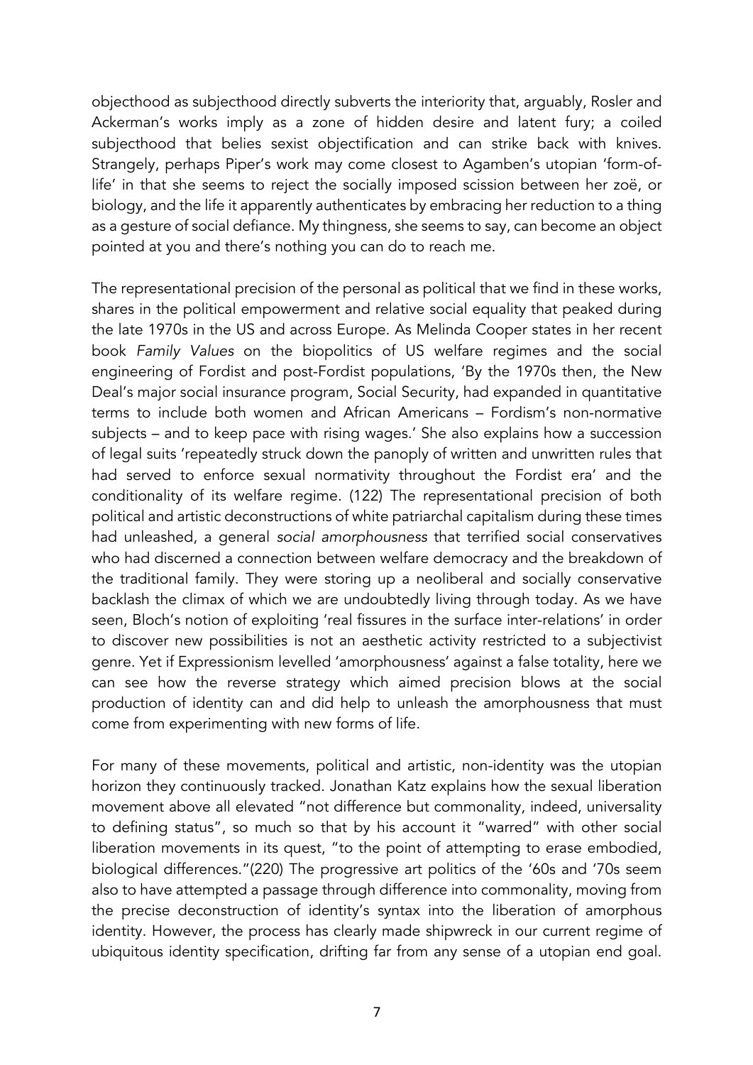objecthood as subjecthood directly subverts the interiority that, arguably, Rosler and Ackerman's works imply as a zone of hidden desire and latent fury; a coiled subjecthood that belies sexist objectification and can strike back with knives. Strangely, perhaps Piper's work may come closest to Agamben's utopian 'form-of-life' in that she seems to reject the socially imposed scission between her zoë, or biology, and the life it apparently authenticates by embracing her reduction to a thing as a gesture of social defiance. My thingness, she seems to say, can become an object pointed at you and there's nothing you can do to reach me.

The representational precision of the personal as political that we find in these works, shares in the political empowerment and relative social equality that peaked during the late 1970s in the US and across Europe. As Melinda Cooper states in her recent book *Family Values* on the biopolitics of US welfare regimes and the social engineering of Fordist and post-Fordist populations, 'By the 1970s then, the New Deal's major social insurance program, Social Security, had expanded in quantitative terms to include both women and African Americans – Fordism's non-normative subjects – and to keep pace with rising wages.' She also explains how a succession of legal suits 'repeatedly struck down the panoply of written and unwritten rules that had served to enforce sexual normativity throughout the Fordist era' and the conditionality of its welfare regime. (122) The representational precision of both political and artistic deconstructions of white patriarchal capitalism during these times had unleashed, a general *social amorphousness* that terrified social conservatives who had discerned a connection between welfare democracy and the breakdown of the traditional family. They were storing up a neoliberal and socially conservative backlash the climax of which we are undoubtedly living through today. As we have seen, Bloch's notion of exploiting 'real fissures in the surface inter-relations' in order to discover new possibilities is not an aesthetic activity restricted to a subjectivist genre. Yet if Expressionism levelled 'amorphousness' against a false totality, here we can see how the reverse strategy which aimed precision blows at the social production of identity can and did help to unleash the amorphousness that must come from experimenting with new forms of life.

For many of these movements, political and artistic, non-identity was the utopian horizon they continuously tracked. Jonathan Katz explains how the sexual liberation movement above all elevated "not difference but commonality, indeed, universality to defining status", so much so that by his account it "warred" with other social liberation movements in its quest, "to the point of attempting to erase embodied, biological differences."(220) The progressive art politics of the '60s and '70s seem also to have attempted a passage through difference into commonality, moving from the precise deconstruction of identity's syntax into the liberation of amorphous identity. However, the process has clearly made shipwreck in our current regime of ubiquitous identity specification, drifting far from any sense of a utopian end goal.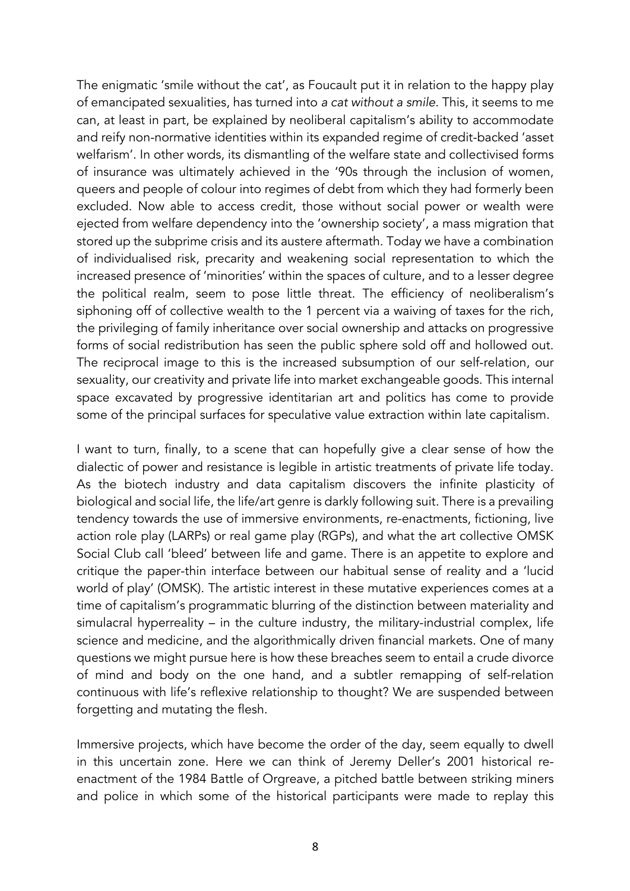The enigmatic 'smile without the cat', as Foucault put it in relation to the happy play of emancipated sexualities, has turned into *a cat without a smile*. This, it seems to me can, at least in part, be explained by neoliberal capitalism's ability to accommodate and reify non-normative identities within its expanded regime of credit-backed 'asset welfarism'. In other words, its dismantling of the welfare state and collectivised forms of insurance was ultimately achieved in the '90s through the inclusion of women, queers and people of colour into regimes of debt from which they had formerly been excluded. Now able to access credit, those without social power or wealth were ejected from welfare dependency into the 'ownership society', a mass migration that stored up the subprime crisis and its austere aftermath. Today we have a combination of individualised risk, precarity and weakening social representation to which the increased presence of 'minorities' within the spaces of culture, and to a lesser degree the political realm, seem to pose little threat. The efficiency of neoliberalism's siphoning off of collective wealth to the 1 percent via a waiving of taxes for the rich, the privileging of family inheritance over social ownership and attacks on progressive forms of social redistribution has seen the public sphere sold off and hollowed out. The reciprocal image to this is the increased subsumption of our self-relation, our sexuality, our creativity and private life into market exchangeable goods. This internal space excavated by progressive identitarian art and politics has come to provide some of the principal surfaces for speculative value extraction within late capitalism.

I want to turn, finally, to a scene that can hopefully give a clear sense of how the dialectic of power and resistance is legible in artistic treatments of private life today. As the biotech industry and data capitalism discovers the infinite plasticity of biological and social life, the life/art genre is darkly following suit. There is a prevailing tendency towards the use of immersive environments, re-enactments, fictioning, live action role play (LARPs) or real game play (RGPs), and what the art collective OMSK Social Club call 'bleed' between life and game. There is an appetite to explore and critique the paper-thin interface between our habitual sense of reality and a 'lucid world of play' (OMSK). The artistic interest in these mutative experiences comes at a time of capitalism's programmatic blurring of the distinction between materiality and simulacral hyperreality – in the culture industry, the military-industrial complex, life science and medicine, and the algorithmically driven financial markets. One of many questions we might pursue here is how these breaches seem to entail a crude divorce of mind and body on the one hand, and a subtler remapping of self-relation continuous with life's reflexive relationship to thought? We are suspended between forgetting and mutating the flesh.

Immersive projects, which have become the order of the day, seem equally to dwell in this uncertain zone. Here we can think of Jeremy Deller's 2001 historical re-enactment of the 1984 Battle of Orgreave, a pitched battle between striking miners and police in which some of the historical participants were made to replay this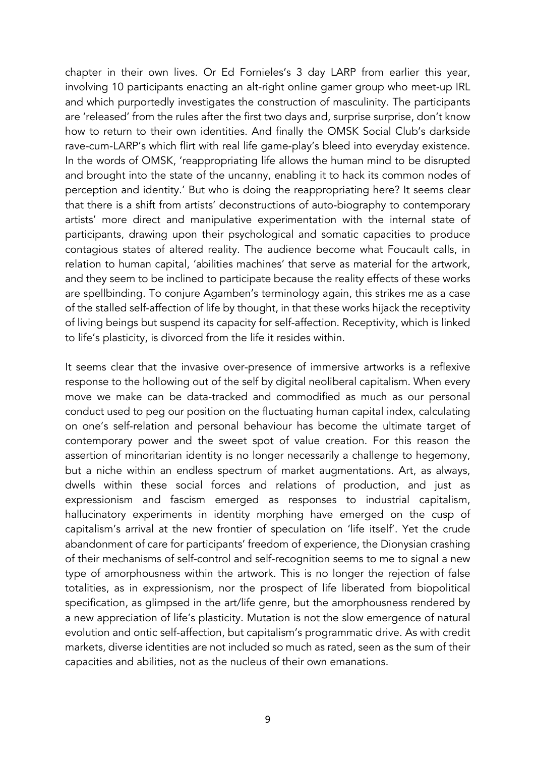chapter in their own lives. Or Ed Fornieles's 3 day LARP from earlier this year, involving 10 participants enacting an alt-right online gamer group who meet-up IRL and which purportedly investigates the construction of masculinity. The participants are 'released' from the rules after the first two days and, surprise surprise, don't know how to return to their own identities. And finally the OMSK Social Club's darkside rave-cum-LARP's which flirt with real life game-play's bleed into everyday existence. In the words of OMSK, 'reappropriating life allows the human mind to be disrupted and brought into the state of the uncanny, enabling it to hack its common nodes of perception and identity.' But who is doing the reappropriating here? It seems clear that there is a shift from artists' deconstructions of auto-biography to contemporary artists' more direct and manipulative experimentation with the internal state of participants, drawing upon their psychological and somatic capacities to produce contagious states of altered reality. The audience become what Foucault calls, in relation to human capital, 'abilities machines' that serve as material for the artwork, and they seem to be inclined to participate because the reality effects of these works are spellbinding. To conjure Agamben's terminology again, this strikes me as a case of the stalled self-affection of life by thought, in that these works hijack the receptivity of living beings but suspend its capacity for self-affection. Receptivity, which is linked to life's plasticity, is divorced from the life it resides within.

It seems clear that the invasive over-presence of immersive artworks is a reflexive response to the hollowing out of the self by digital neoliberal capitalism. When every move we make can be data-tracked and commodified as much as our personal conduct used to peg our position on the fluctuating human capital index, calculating on one's self-relation and personal behaviour has become the ultimate target of contemporary power and the sweet spot of value creation. For this reason the assertion of minoritarian identity is no longer necessarily a challenge to hegemony, but a niche within an endless spectrum of market augmentations. Art, as always, dwells within these social forces and relations of production, and just as expressionism and fascism emerged as responses to industrial capitalism, hallucinatory experiments in identity morphing have emerged on the cusp of capitalism's arrival at the new frontier of speculation on 'life itself'. Yet the crude abandonment of care for participants' freedom of experience, the Dionysian crashing of their mechanisms of self-control and self-recognition seems to me to signal a new type of amorphousness within the artwork. This is no longer the rejection of false totalities, as in expressionism, nor the prospect of life liberated from biopolitical specification, as glimpsed in the art/life genre, but the amorphousness rendered by a new appreciation of life's plasticity. Mutation is not the slow emergence of natural evolution and ontic self-affection, but capitalism's programmatic drive. As with credit markets, diverse identities are not included so much as rated, seen as the sum of their capacities and abilities, not as the nucleus of their own emanations.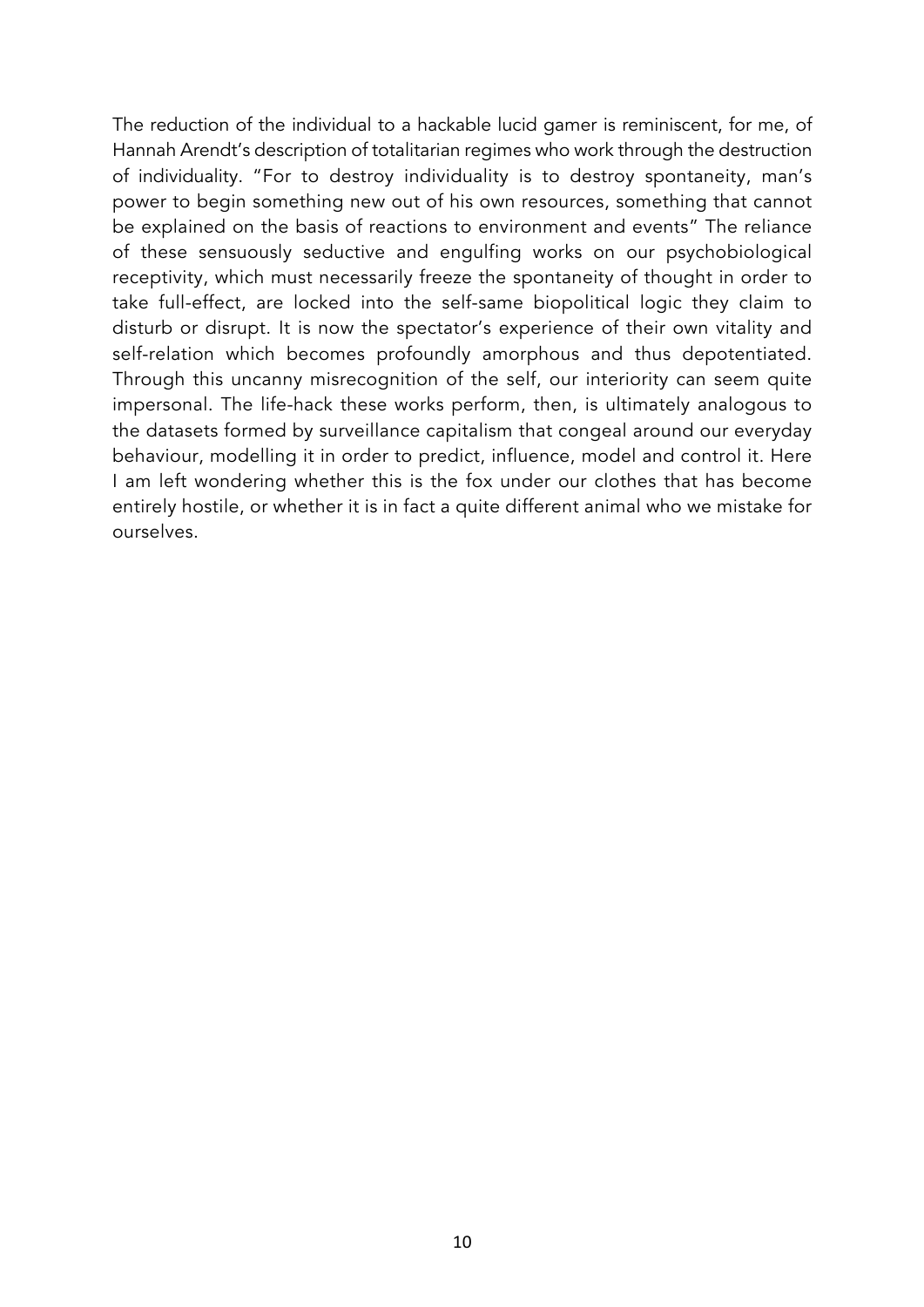The reduction of the individual to a hackable lucid gamer is reminiscent, for me, of Hannah Arendt's description of totalitarian regimes who work through the destruction of individuality. "For to destroy individuality is to destroy spontaneity, man's power to begin something new out of his own resources, something that cannot be explained on the basis of reactions to environment and events" The reliance of these sensuously seductive and engulfing works on our psychobiological receptivity, which must necessarily freeze the spontaneity of thought in order to take full-effect, are locked into the self-same biopolitical logic they claim to disturb or disrupt. It is now the spectator's experience of their own vitality and self-relation which becomes profoundly amorphous and thus depotentiated. Through this uncanny misrecognition of the self, our interiority can seem quite impersonal. The life-hack these works perform, then, is ultimately analogous to the datasets formed by surveillance capitalism that congeal around our everyday behaviour, modelling it in order to predict, influence, model and control it. Here I am left wondering whether this is the fox under our clothes that has become entirely hostile, or whether it is in fact a quite different animal who we mistake for ourselves.